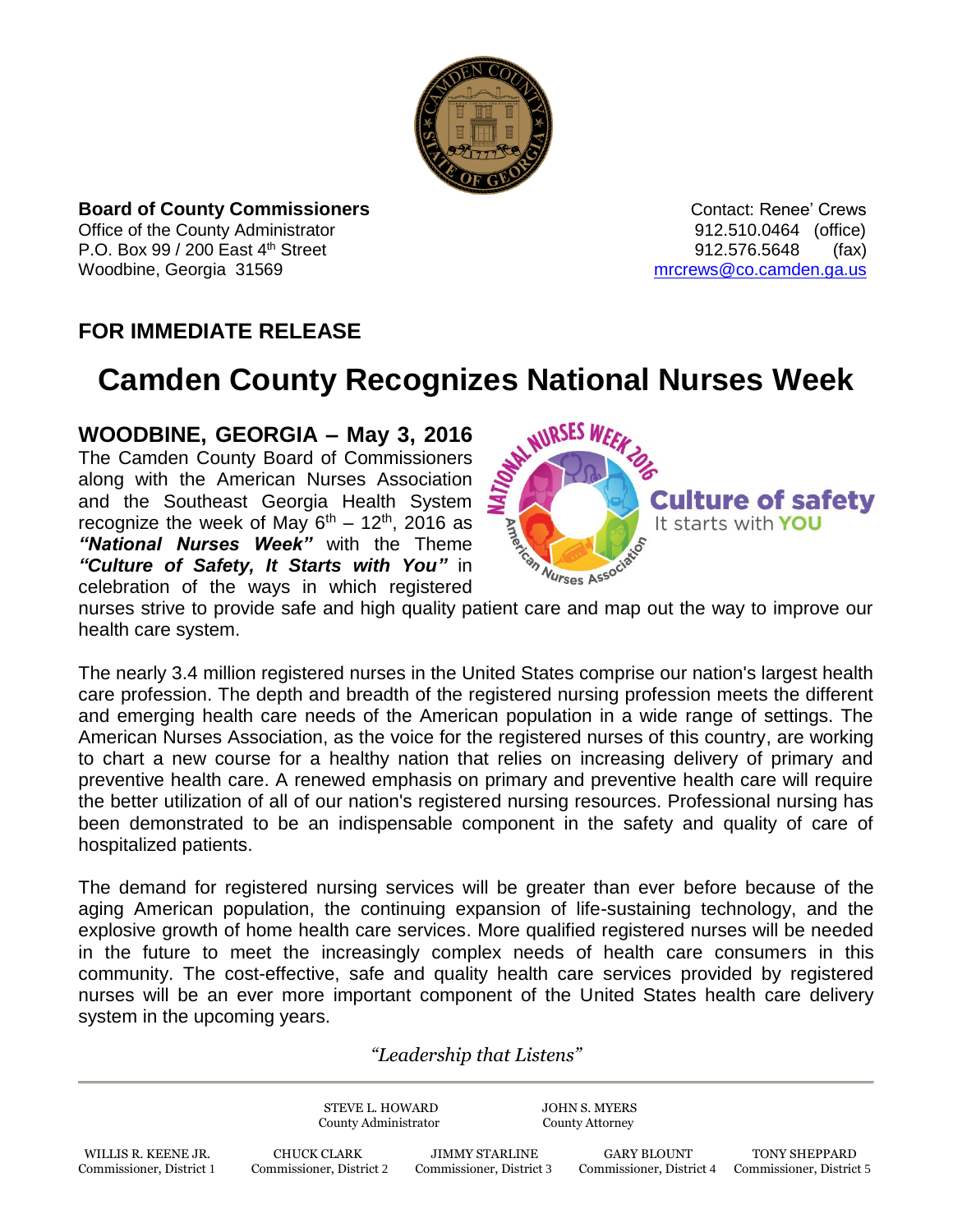**Board of County Commissioners**
Office of the County Administrator
P.O. Box 99 / 200 East 4th Street
Woodbine, Georgia 31569

Contact: Renee' Crews
912.510.0464 (office)
912.576.5648 (fax)
mrcrews@co.camden.ga.us

## FOR IMMEDIATE RELEASE

# Camden County Recognizes National Nurses Week

**WOODBINE, GEORGIA – May 3, 2016**

The Camden County Board of Commissioners along with the American Nurses Association and the Southeast Georgia Health System recognize the week of May 6th – 12th, 2016 as ***"National Nurses Week"*** with the Theme ***"Culture of Safety, It Starts with You"*** in celebration of the ways in which registered nurses strive to provide safe and high quality patient care and map out the way to improve our health care system.

The nearly 3.4 million registered nurses in the United States comprise our nation's largest health care profession. The depth and breadth of the registered nursing profession meets the different and emerging health care needs of the American population in a wide range of settings. The American Nurses Association, as the voice for the registered nurses of this country, are working to chart a new course for a healthy nation that relies on increasing delivery of primary and preventive health care. A renewed emphasis on primary and preventive health care will require the better utilization of all of our nation's registered nursing resources. Professional nursing has been demonstrated to be an indispensable component in the safety and quality of care of hospitalized patients.

The demand for registered nursing services will be greater than ever before because of the aging American population, the continuing expansion of life-sustaining technology, and the explosive growth of home health care services. More qualified registered nurses will be needed in the future to meet the increasingly complex needs of health care consumers in this community. The cost-effective, safe and quality health care services provided by registered nurses will be an ever more important component of the United States health care delivery system in the upcoming years.

*"Leadership that Listens"*

STEVE L. HOWARD, County Administrator
JOHN S. MYERS, County Attorney

WILLIS R. KEENE JR., Commissioner, District 1
CHUCK CLARK, Commissioner, District 2
JIMMY STARLINE, Commissioner, District 3
GARY BLOUNT, Commissioner, District 4
TONY SHEPPARD, Commissioner, District 5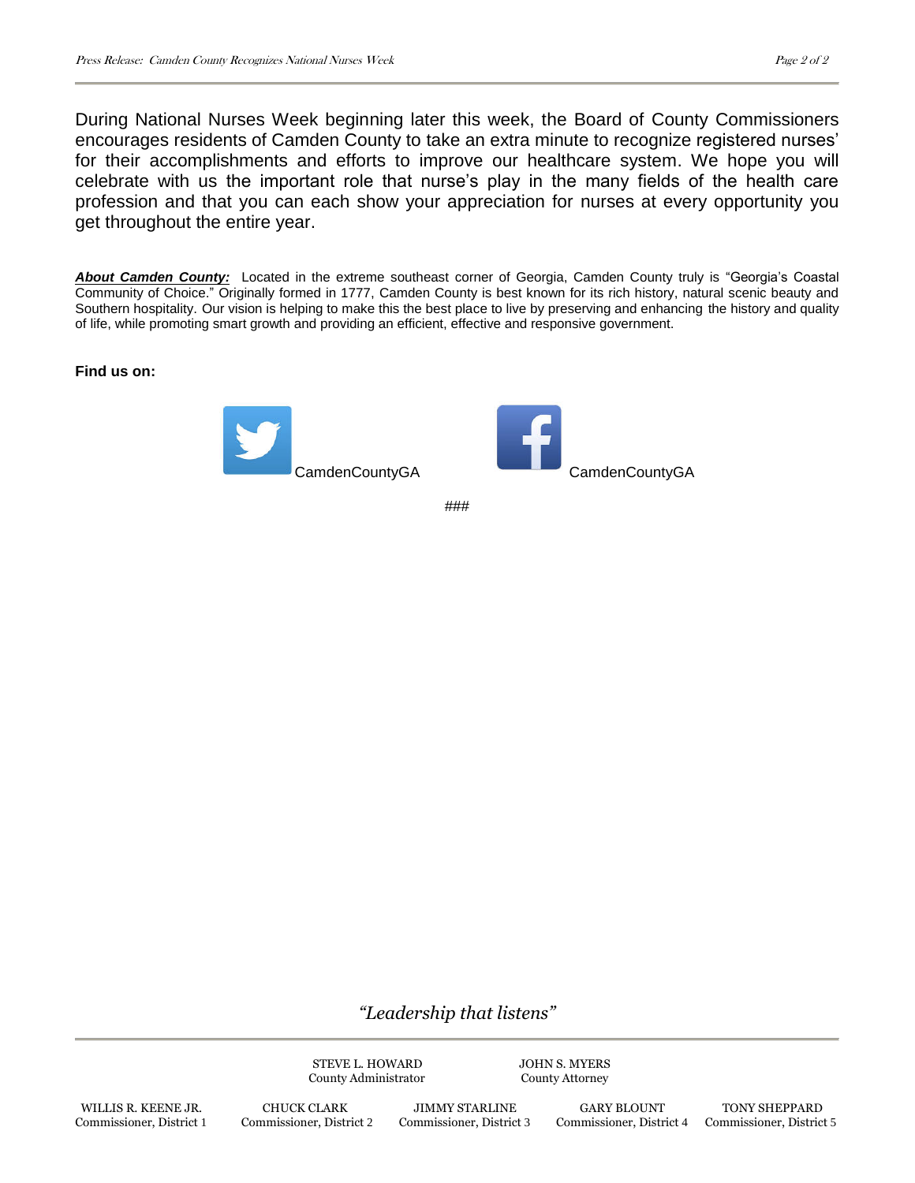During National Nurses Week beginning later this week, the Board of County Commissioners encourages residents of Camden County to take an extra minute to recognize registered nurses' for their accomplishments and efforts to improve our healthcare system. We hope you will celebrate with us the important role that nurse's play in the many fields of the health care profession and that you can each show your appreciation for nurses at every opportunity you get throughout the entire year.

***About Camden County:*** Located in the extreme southeast corner of Georgia, Camden County truly is "Georgia's Coastal Community of Choice." Originally formed in 1777, Camden County is best known for its rich history, natural scenic beauty and Southern hospitality. Our vision is helping to make this the best place to live by preserving and enhancing the history and quality of life, while promoting smart growth and providing an efficient, effective and responsive government.

**Find us on:**

CamdenCountyGA CamdenCountyGA

###

*"Leadership that listens"*

STEVE L. HOWARD
County Administrator

JOHN S. MYERS
County Attorney

WILLIS R. KEENE JR.
Commissioner, District 1

CHUCK CLARK
Commissioner, District 2

JIMMY STARLINE
Commissioner, District 3

GARY BLOUNT
Commissioner, District 4

TONY SHEPPARD
Commissioner, District 5